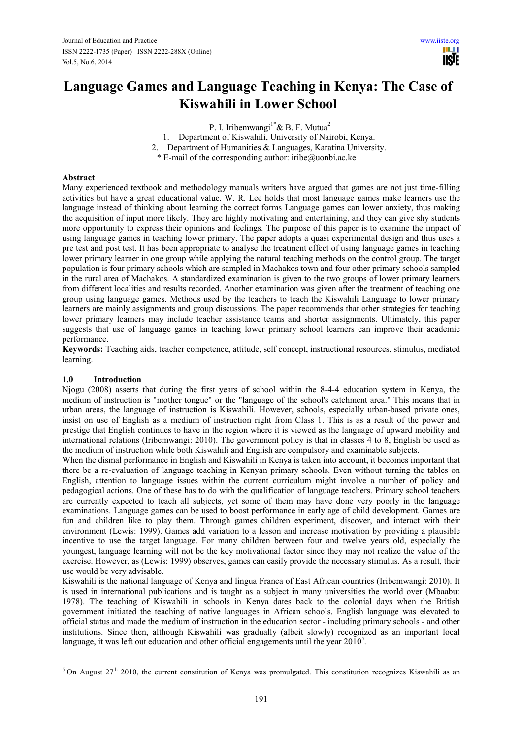# Language Games and Language Teaching in Kenya: The Case of Kiswahili in Lower School

P. I. Iribemwangi[1*] & B. F. Mutua[2]

1. Department of Kiswahili, University of Nairobi, Kenya.
2. Department of Humanities & Languages, Karatina University.

\* E-mail of the corresponding author: iribe@uonbi.ac.ke

## Abstract

Many experienced textbook and methodology manuals writers have argued that games are not just time-filling activities but have a great educational value. W. R. Lee holds that most language games make learners use the language instead of thinking about learning the correct forms Language games can lower anxiety, thus making the acquisition of input more likely. They are highly motivating and entertaining, and they can give shy students more opportunity to express their opinions and feelings. The purpose of this paper is to examine the impact of using language games in teaching lower primary. The paper adopts a quasi experimental design and thus uses a pre test and post test. It has been appropriate to analyse the treatment effect of using language games in teaching lower primary learner in one group while applying the natural teaching methods on the control group. The target population is four primary schools which are sampled in Machakos town and four other primary schools sampled in the rural area of Machakos. A standardized examination is given to the two groups of lower primary learners from different localities and results recorded. Another examination was given after the treatment of teaching one group using language games. Methods used by the teachers to teach the Kiswahili Language to lower primary learners are mainly assignments and group discussions. The paper recommends that other strategies for teaching lower primary learners may include teacher assistance teams and shorter assignments. Ultimately, this paper suggests that use of language games in teaching lower primary school learners can improve their academic performance.

**Keywords:** Teaching aids, teacher competence, attitude, self concept, instructional resources, stimulus, mediated learning.

## 1.0 Introduction

Njogu (2008) asserts that during the first years of school within the 8-4-4 education system in Kenya, the medium of instruction is "mother tongue" or the "language of the school's catchment area." This means that in urban areas, the language of instruction is Kiswahili. However, schools, especially urban-based private ones, insist on use of English as a medium of instruction right from Class 1. This is as a result of the power and prestige that English continues to have in the region where it is viewed as the language of upward mobility and international relations (Iribemwangi: 2010). The government policy is that in classes 4 to 8, English be used as the medium of instruction while both Kiswahili and English are compulsory and examinable subjects.

When the dismal performance in English and Kiswahili in Kenya is taken into account, it becomes important that there be a re-evaluation of language teaching in Kenyan primary schools. Even without turning the tables on English, attention to language issues within the current curriculum might involve a number of policy and pedagogical actions. One of these has to do with the qualification of language teachers. Primary school teachers are currently expected to teach all subjects, yet some of them may have done very poorly in the language examinations. Language games can be used to boost performance in early age of child development. Games are fun and children like to play them. Through games children experiment, discover, and interact with their environment (Lewis: 1999). Games add variation to a lesson and increase motivation by providing a plausible incentive to use the target language. For many children between four and twelve years old, especially the youngest, language learning will not be the key motivational factor since they may not realize the value of the exercise. However, as (Lewis: 1999) observes, games can easily provide the necessary stimulus. As a result, their use would be very advisable.

Kiswahili is the national language of Kenya and lingua Franca of East African countries (Iribemwangi: 2010). It is used in international publications and is taught as a subject in many universities the world over (Mbaabu: 1978). The teaching of Kiswahili in schools in Kenya dates back to the colonial days when the British government initiated the teaching of native languages in African schools. English language was elevated to official status and made the medium of instruction in the education sector - including primary schools - and other institutions. Since then, although Kiswahili was gradually (albeit slowly) recognized as an important local language, it was left out education and other official engagements until the year 2010[5].

---

[5] On August 27th 2010, the current constitution of Kenya was promulgated. This constitution recognizes Kiswahili as an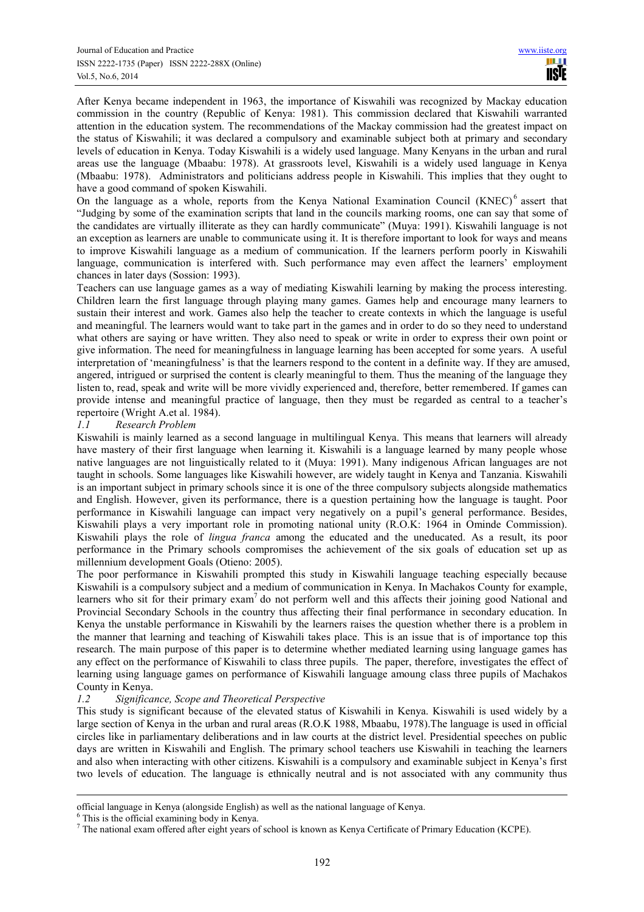After Kenya became independent in 1963, the importance of Kiswahili was recognized by Mackay education commission in the country (Republic of Kenya: 1981). This commission declared that Kiswahili warranted attention in the education system. The recommendations of the Mackay commission had the greatest impact on the status of Kiswahili; it was declared a compulsory and examinable subject both at primary and secondary levels of education in Kenya. Today Kiswahili is a widely used language. Many Kenyans in the urban and rural areas use the language (Mbaabu: 1978). At grassroots level, Kiswahili is a widely used language in Kenya (Mbaabu: 1978). Administrators and politicians address people in Kiswahili. This implies that they ought to have a good command of spoken Kiswahili.

On the language as a whole, reports from the Kenya National Examination Council (KNEC)[6] assert that "Judging by some of the examination scripts that land in the councils marking rooms, one can say that some of the candidates are virtually illiterate as they can hardly communicate" (Muya: 1991). Kiswahili language is not an exception as learners are unable to communicate using it. It is therefore important to look for ways and means to improve Kiswahili language as a medium of communication. If the learners perform poorly in Kiswahili language, communication is interfered with. Such performance may even affect the learners' employment chances in later days (Sossion: 1993).

Teachers can use language games as a way of mediating Kiswahili learning by making the process interesting. Children learn the first language through playing many games. Games help and encourage many learners to sustain their interest and work. Games also help the teacher to create contexts in which the language is useful and meaningful. The learners would want to take part in the games and in order to do so they need to understand what others are saying or have written. They also need to speak or write in order to express their own point or give information. The need for meaningfulness in language learning has been accepted for some years. A useful interpretation of 'meaningfulness' is that the learners respond to the content in a definite way. If they are amused, angered, intrigued or surprised the content is clearly meaningful to them. Thus the meaning of the language they listen to, read, speak and write will be more vividly experienced and, therefore, better remembered. If games can provide intense and meaningful practice of language, then they must be regarded as central to a teacher's repertoire (Wright A.et al. 1984).

### *1.1 Research Problem*

Kiswahili is mainly learned as a second language in multilingual Kenya. This means that learners will already have mastery of their first language when learning it. Kiswahili is a language learned by many people whose native languages are not linguistically related to it (Muya: 1991). Many indigenous African languages are not taught in schools. Some languages like Kiswahili however, are widely taught in Kenya and Tanzania. Kiswahili is an important subject in primary schools since it is one of the three compulsory subjects alongside mathematics and English. However, given its performance, there is a question pertaining how the language is taught. Poor performance in Kiswahili language can impact very negatively on a pupil's general performance. Besides, Kiswahili plays a very important role in promoting national unity (R.O.K: 1964 in Ominde Commission). Kiswahili plays the role of *lingua franca* among the educated and the uneducated. As a result, its poor performance in the Primary schools compromises the achievement of the six goals of education set up as millennium development Goals (Otieno: 2005).

The poor performance in Kiswahili prompted this study in Kiswahili language teaching especially because Kiswahili is a compulsory subject and a medium of communication in Kenya. In Machakos County for example, learners who sit for their primary exam[7] do not perform well and this affects their joining good National and Provincial Secondary Schools in the country thus affecting their final performance in secondary education. In Kenya the unstable performance in Kiswahili by the learners raises the question whether there is a problem in the manner that learning and teaching of Kiswahili takes place. This is an issue that is of importance top this research. The main purpose of this paper is to determine whether mediated learning using language games has any effect on the performance of Kiswahili to class three pupils. The paper, therefore, investigates the effect of learning using language games on performance of Kiswahili language amoung class three pupils of Machakos County in Kenya.

### *1.2 Significance, Scope and Theoretical Perspective*

This study is significant because of the elevated status of Kiswahili in Kenya. Kiswahili is used widely by a large section of Kenya in the urban and rural areas (R.O.K 1988, Mbaabu, 1978).The language is used in official circles like in parliamentary deliberations and in law courts at the district level. Presidential speeches on public days are written in Kiswahili and English. The primary school teachers use Kiswahili in teaching the learners and also when interacting with other citizens. Kiswahili is a compulsory and examinable subject in Kenya's first two levels of education. The language is ethnically neutral and is not associated with any community thus

---

official language in Kenya (alongside English) as well as the national language of Kenya.

[6] This is the official examining body in Kenya.

[7] The national exam offered after eight years of school is known as Kenya Certificate of Primary Education (KCPE).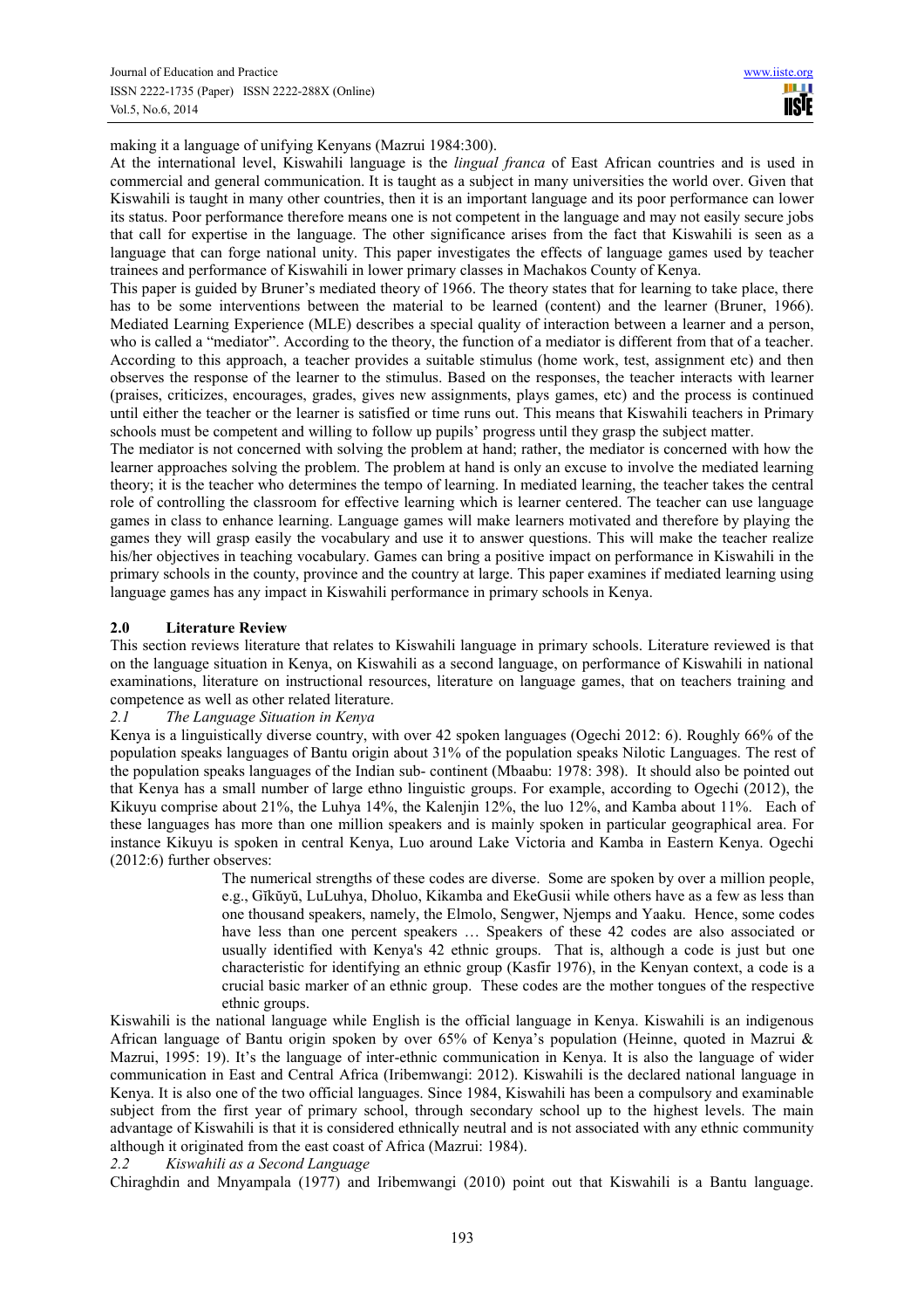making it a language of unifying Kenyans (Mazrui 1984:300).

At the international level, Kiswahili language is the *lingual franca* of East African countries and is used in commercial and general communication. It is taught as a subject in many universities the world over. Given that Kiswahili is taught in many other countries, then it is an important language and its poor performance can lower its status. Poor performance therefore means one is not competent in the language and may not easily secure jobs that call for expertise in the language. The other significance arises from the fact that Kiswahili is seen as a language that can forge national unity. This paper investigates the effects of language games used by teacher trainees and performance of Kiswahili in lower primary classes in Machakos County of Kenya.

This paper is guided by Bruner's mediated theory of 1966. The theory states that for learning to take place, there has to be some interventions between the material to be learned (content) and the learner (Bruner, 1966). Mediated Learning Experience (MLE) describes a special quality of interaction between a learner and a person, who is called a "mediator". According to the theory, the function of a mediator is different from that of a teacher. According to this approach, a teacher provides a suitable stimulus (home work, test, assignment etc) and then observes the response of the learner to the stimulus. Based on the responses, the teacher interacts with learner (praises, criticizes, encourages, grades, gives new assignments, plays games, etc) and the process is continued until either the teacher or the learner is satisfied or time runs out. This means that Kiswahili teachers in Primary schools must be competent and willing to follow up pupils' progress until they grasp the subject matter.

The mediator is not concerned with solving the problem at hand; rather, the mediator is concerned with how the learner approaches solving the problem. The problem at hand is only an excuse to involve the mediated learning theory; it is the teacher who determines the tempo of learning. In mediated learning, the teacher takes the central role of controlling the classroom for effective learning which is learner centered. The teacher can use language games in class to enhance learning. Language games will make learners motivated and therefore by playing the games they will grasp easily the vocabulary and use it to answer questions. This will make the teacher realize his/her objectives in teaching vocabulary. Games can bring a positive impact on performance in Kiswahili in the primary schools in the county, province and the country at large. This paper examines if mediated learning using language games has any impact in Kiswahili performance in primary schools in Kenya.

## 2.0 Literature Review

This section reviews literature that relates to Kiswahili language in primary schools. Literature reviewed is that on the language situation in Kenya, on Kiswahili as a second language, on performance of Kiswahili in national examinations, literature on instructional resources, literature on language games, that on teachers training and competence as well as other related literature.

### *2.1 The Language Situation in Kenya*

Kenya is a linguistically diverse country, with over 42 spoken languages (Ogechi 2012: 6). Roughly 66% of the population speaks languages of Bantu origin about 31% of the population speaks Nilotic Languages. The rest of the population speaks languages of the Indian sub- continent (Mbaabu: 1978: 398). It should also be pointed out that Kenya has a small number of large ethno linguistic groups. For example, according to Ogechi (2012), the Kikuyu comprise about 21%, the Luhya 14%, the Kalenjin 12%, the luo 12%, and Kamba about 11%. Each of these languages has more than one million speakers and is mainly spoken in particular geographical area. For instance Kikuyu is spoken in central Kenya, Luo around Lake Victoria and Kamba in Eastern Kenya. Ogechi (2012:6) further observes:

> The numerical strengths of these codes are diverse. Some are spoken by over a million people, e.g., Gĩkũyũ, LuLuhya, Dholuo, Kikamba and EkeGusii while others have as a few as less than one thousand speakers, namely, the Elmolo, Sengwer, Njemps and Yaaku. Hence, some codes have less than one percent speakers … Speakers of these 42 codes are also associated or usually identified with Kenya's 42 ethnic groups. That is, although a code is just but one characteristic for identifying an ethnic group (Kasfir 1976), in the Kenyan context, a code is a crucial basic marker of an ethnic group. These codes are the mother tongues of the respective ethnic groups.

Kiswahili is the national language while English is the official language in Kenya. Kiswahili is an indigenous African language of Bantu origin spoken by over 65% of Kenya's population (Heinne, quoted in Mazrui & Mazrui, 1995: 19). It's the language of inter-ethnic communication in Kenya. It is also the language of wider communication in East and Central Africa (Iribemwangi: 2012). Kiswahili is the declared national language in Kenya. It is also one of the two official languages. Since 1984, Kiswahili has been a compulsory and examinable subject from the first year of primary school, through secondary school up to the highest levels. The main advantage of Kiswahili is that it is considered ethnically neutral and is not associated with any ethnic community although it originated from the east coast of Africa (Mazrui: 1984).

### *2.2 Kiswahili as a Second Language*

Chiraghdin and Mnyampala (1977) and Iribemwangi (2010) point out that Kiswahili is a Bantu language.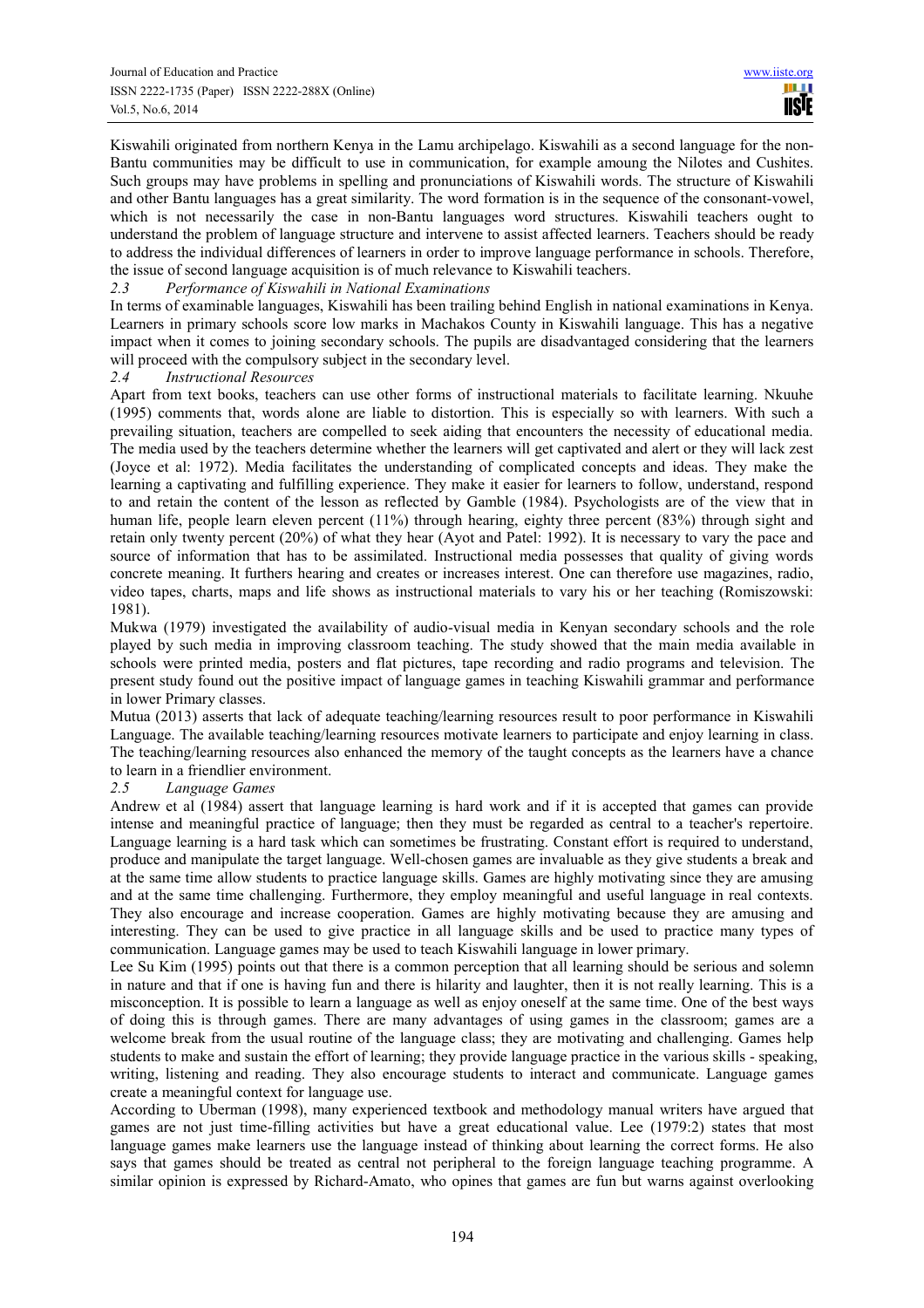Kiswahili originated from northern Kenya in the Lamu archipelago. Kiswahili as a second language for the non-Bantu communities may be difficult to use in communication, for example amoung the Nilotes and Cushites. Such groups may have problems in spelling and pronunciations of Kiswahili words. The structure of Kiswahili and other Bantu languages has a great similarity. The word formation is in the sequence of the consonant-vowel, which is not necessarily the case in non-Bantu languages word structures. Kiswahili teachers ought to understand the problem of language structure and intervene to assist affected learners. Teachers should be ready to address the individual differences of learners in order to improve language performance in schools. Therefore, the issue of second language acquisition is of much relevance to Kiswahili teachers.

### *2.3 Performance of Kiswahili in National Examinations*

In terms of examinable languages, Kiswahili has been trailing behind English in national examinations in Kenya. Learners in primary schools score low marks in Machakos County in Kiswahili language. This has a negative impact when it comes to joining secondary schools. The pupils are disadvantaged considering that the learners will proceed with the compulsory subject in the secondary level.

### *2.4 Instructional Resources*

Apart from text books, teachers can use other forms of instructional materials to facilitate learning. Nkuuhe (1995) comments that, words alone are liable to distortion. This is especially so with learners. With such a prevailing situation, teachers are compelled to seek aiding that encounters the necessity of educational media. The media used by the teachers determine whether the learners will get captivated and alert or they will lack zest (Joyce et al: 1972). Media facilitates the understanding of complicated concepts and ideas. They make the learning a captivating and fulfilling experience. They make it easier for learners to follow, understand, respond to and retain the content of the lesson as reflected by Gamble (1984). Psychologists are of the view that in human life, people learn eleven percent (11%) through hearing, eighty three percent (83%) through sight and retain only twenty percent (20%) of what they hear (Ayot and Patel: 1992). It is necessary to vary the pace and source of information that has to be assimilated. Instructional media possesses that quality of giving words concrete meaning. It furthers hearing and creates or increases interest. One can therefore use magazines, radio, video tapes, charts, maps and life shows as instructional materials to vary his or her teaching (Romiszowski: 1981).

Mukwa (1979) investigated the availability of audio-visual media in Kenyan secondary schools and the role played by such media in improving classroom teaching. The study showed that the main media available in schools were printed media, posters and flat pictures, tape recording and radio programs and television. The present study found out the positive impact of language games in teaching Kiswahili grammar and performance in lower Primary classes.

Mutua (2013) asserts that lack of adequate teaching/learning resources result to poor performance in Kiswahili Language. The available teaching/learning resources motivate learners to participate and enjoy learning in class. The teaching/learning resources also enhanced the memory of the taught concepts as the learners have a chance to learn in a friendlier environment.

### *2.5 Language Games*

Andrew et al (1984) assert that language learning is hard work and if it is accepted that games can provide intense and meaningful practice of language; then they must be regarded as central to a teacher's repertoire. Language learning is a hard task which can sometimes be frustrating. Constant effort is required to understand, produce and manipulate the target language. Well-chosen games are invaluable as they give students a break and at the same time allow students to practice language skills. Games are highly motivating since they are amusing and at the same time challenging. Furthermore, they employ meaningful and useful language in real contexts. They also encourage and increase cooperation. Games are highly motivating because they are amusing and interesting. They can be used to give practice in all language skills and be used to practice many types of communication. Language games may be used to teach Kiswahili language in lower primary.

Lee Su Kim (1995) points out that there is a common perception that all learning should be serious and solemn in nature and that if one is having fun and there is hilarity and laughter, then it is not really learning. This is a misconception. It is possible to learn a language as well as enjoy oneself at the same time. One of the best ways of doing this is through games. There are many advantages of using games in the classroom; games are a welcome break from the usual routine of the language class; they are motivating and challenging. Games help students to make and sustain the effort of learning; they provide language practice in the various skills - speaking, writing, listening and reading. They also encourage students to interact and communicate. Language games create a meaningful context for language use.

According to Uberman (1998), many experienced textbook and methodology manual writers have argued that games are not just time-filling activities but have a great educational value. Lee (1979:2) states that most language games make learners use the language instead of thinking about learning the correct forms. He also says that games should be treated as central not peripheral to the foreign language teaching programme. A similar opinion is expressed by Richard-Amato, who opines that games are fun but warns against overlooking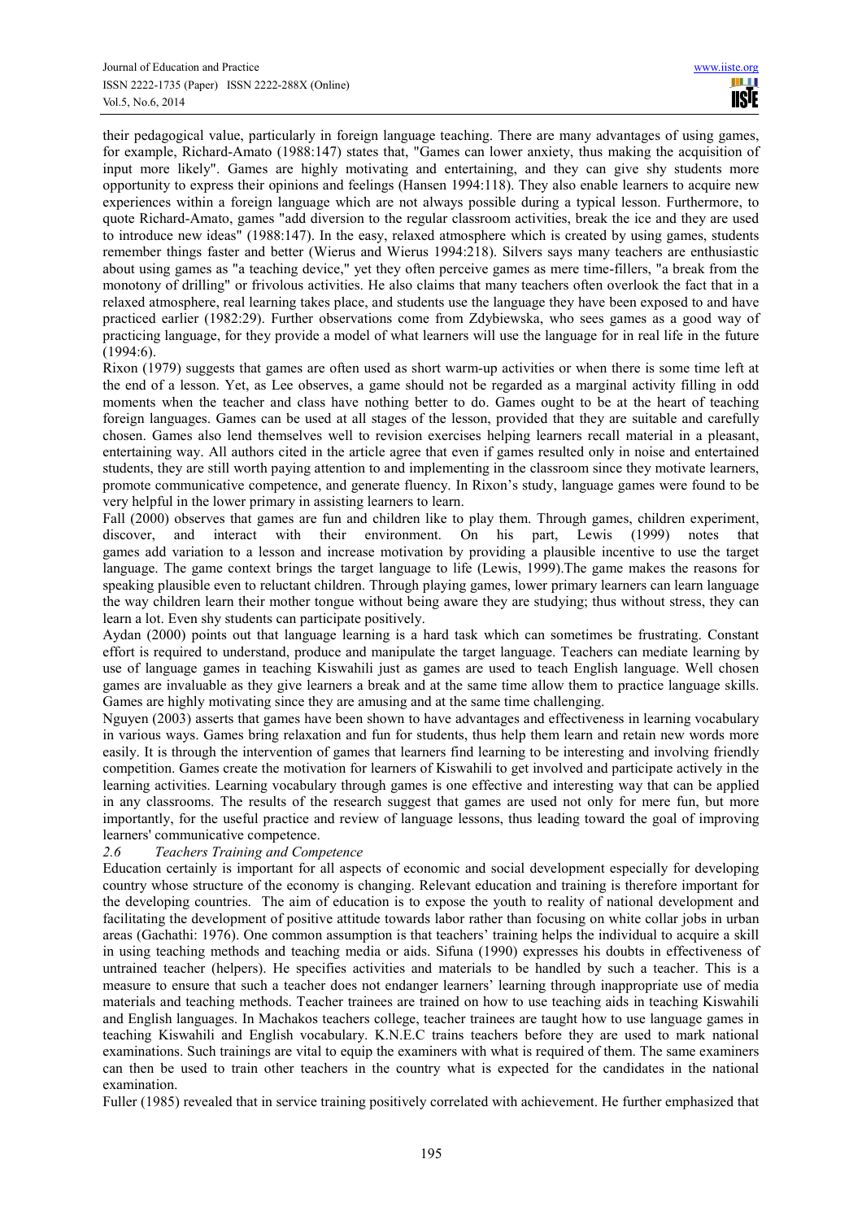their pedagogical value, particularly in foreign language teaching. There are many advantages of using games, for example, Richard-Amato (1988:147) states that, "Games can lower anxiety, thus making the acquisition of input more likely". Games are highly motivating and entertaining, and they can give shy students more opportunity to express their opinions and feelings (Hansen 1994:118). They also enable learners to acquire new experiences within a foreign language which are not always possible during a typical lesson. Furthermore, to quote Richard-Amato, games "add diversion to the regular classroom activities, break the ice and they are used to introduce new ideas" (1988:147). In the easy, relaxed atmosphere which is created by using games, students remember things faster and better (Wierus and Wierus 1994:218). Silvers says many teachers are enthusiastic about using games as "a teaching device," yet they often perceive games as mere time-fillers, "a break from the monotony of drilling" or frivolous activities. He also claims that many teachers often overlook the fact that in a relaxed atmosphere, real learning takes place, and students use the language they have been exposed to and have practiced earlier (1982:29). Further observations come from Zdybiewska, who sees games as a good way of practicing language, for they provide a model of what learners will use the language for in real life in the future (1994:6).

Rixon (1979) suggests that games are often used as short warm-up activities or when there is some time left at the end of a lesson. Yet, as Lee observes, a game should not be regarded as a marginal activity filling in odd moments when the teacher and class have nothing better to do. Games ought to be at the heart of teaching foreign languages. Games can be used at all stages of the lesson, provided that they are suitable and carefully chosen. Games also lend themselves well to revision exercises helping learners recall material in a pleasant, entertaining way. All authors cited in the article agree that even if games resulted only in noise and entertained students, they are still worth paying attention to and implementing in the classroom since they motivate learners, promote communicative competence, and generate fluency. In Rixon's study, language games were found to be very helpful in the lower primary in assisting learners to learn.

Fall (2000) observes that games are fun and children like to play them. Through games, children experiment, discover, and interact with their environment. On his part, Lewis (1999) notes that games add variation to a lesson and increase motivation by providing a plausible incentive to use the target language. The game context brings the target language to life (Lewis, 1999).The game makes the reasons for speaking plausible even to reluctant children. Through playing games, lower primary learners can learn language the way children learn their mother tongue without being aware they are studying; thus without stress, they can learn a lot. Even shy students can participate positively.

Aydan (2000) points out that language learning is a hard task which can sometimes be frustrating. Constant effort is required to understand, produce and manipulate the target language. Teachers can mediate learning by use of language games in teaching Kiswahili just as games are used to teach English language. Well chosen games are invaluable as they give learners a break and at the same time allow them to practice language skills. Games are highly motivating since they are amusing and at the same time challenging.

Nguyen (2003) asserts that games have been shown to have advantages and effectiveness in learning vocabulary in various ways. Games bring relaxation and fun for students, thus help them learn and retain new words more easily. It is through the intervention of games that learners find learning to be interesting and involving friendly competition. Games create the motivation for learners of Kiswahili to get involved and participate actively in the learning activities. Learning vocabulary through games is one effective and interesting way that can be applied in any classrooms. The results of the research suggest that games are used not only for mere fun, but more importantly, for the useful practice and review of language lessons, thus leading toward the goal of improving learners' communicative competence.

### *2.6 Teachers Training and Competence*

Education certainly is important for all aspects of economic and social development especially for developing country whose structure of the economy is changing. Relevant education and training is therefore important for the developing countries. The aim of education is to expose the youth to reality of national development and facilitating the development of positive attitude towards labor rather than focusing on white collar jobs in urban areas (Gachathi: 1976). One common assumption is that teachers' training helps the individual to acquire a skill in using teaching methods and teaching media or aids. Sifuna (1990) expresses his doubts in effectiveness of untrained teacher (helpers). He specifies activities and materials to be handled by such a teacher. This is a measure to ensure that such a teacher does not endanger learners' learning through inappropriate use of media materials and teaching methods. Teacher trainees are trained on how to use teaching aids in teaching Kiswahili and English languages. In Machakos teachers college, teacher trainees are taught how to use language games in teaching Kiswahili and English vocabulary. K.N.E.C trains teachers before they are used to mark national examinations. Such trainings are vital to equip the examiners with what is required of them. The same examiners can then be used to train other teachers in the country what is expected for the candidates in the national examination.

Fuller (1985) revealed that in service training positively correlated with achievement. He further emphasized that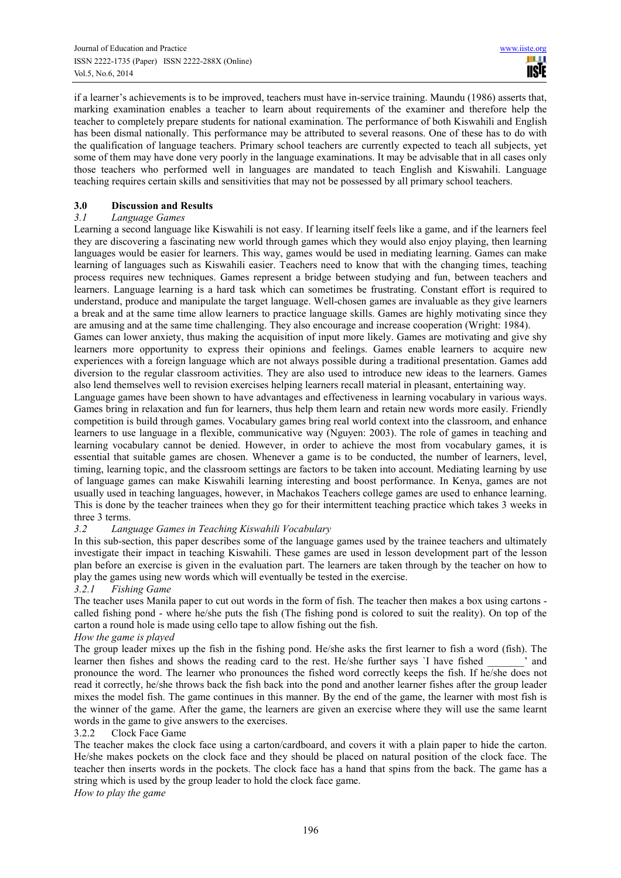if a learner's achievements is to be improved, teachers must have in-service training. Maundu (1986) asserts that, marking examination enables a teacher to learn about requirements of the examiner and therefore help the teacher to completely prepare students for national examination. The performance of both Kiswahili and English has been dismal nationally. This performance may be attributed to several reasons. One of these has to do with the qualification of language teachers. Primary school teachers are currently expected to teach all subjects, yet some of them may have done very poorly in the language examinations. It may be advisable that in all cases only those teachers who performed well in languages are mandated to teach English and Kiswahili. Language teaching requires certain skills and sensitivities that may not be possessed by all primary school teachers.

## 3.0 Discussion and Results

### *3.1 Language Games*

Learning a second language like Kiswahili is not easy. If learning itself feels like a game, and if the learners feel they are discovering a fascinating new world through games which they would also enjoy playing, then learning languages would be easier for learners. This way, games would be used in mediating learning. Games can make learning of languages such as Kiswahili easier. Teachers need to know that with the changing times, teaching process requires new techniques. Games represent a bridge between studying and fun, between teachers and learners. Language learning is a hard task which can sometimes be frustrating. Constant effort is required to understand, produce and manipulate the target language. Well-chosen games are invaluable as they give learners a break and at the same time allow learners to practice language skills. Games are highly motivating since they are amusing and at the same time challenging. They also encourage and increase cooperation (Wright: 1984).

Games can lower anxiety, thus making the acquisition of input more likely. Games are motivating and give shy learners more opportunity to express their opinions and feelings. Games enable learners to acquire new experiences with a foreign language which are not always possible during a traditional presentation. Games add diversion to the regular classroom activities. They are also used to introduce new ideas to the learners. Games also lend themselves well to revision exercises helping learners recall material in pleasant, entertaining way.

Language games have been shown to have advantages and effectiveness in learning vocabulary in various ways. Games bring in relaxation and fun for learners, thus help them learn and retain new words more easily. Friendly competition is build through games. Vocabulary games bring real world context into the classroom, and enhance learners to use language in a flexible, communicative way (Nguyen: 2003). The role of games in teaching and learning vocabulary cannot be denied. However, in order to achieve the most from vocabulary games, it is essential that suitable games are chosen. Whenever a game is to be conducted, the number of learners, level, timing, learning topic, and the classroom settings are factors to be taken into account. Mediating learning by use of language games can make Kiswahili learning interesting and boost performance. In Kenya, games are not usually used in teaching languages, however, in Machakos Teachers college games are used to enhance learning. This is done by the teacher trainees when they go for their intermittent teaching practice which takes 3 weeks in three 3 terms.

### *3.2 Language Games in Teaching Kiswahili Vocabulary*

In this sub-section, this paper describes some of the language games used by the trainee teachers and ultimately investigate their impact in teaching Kiswahili. These games are used in lesson development part of the lesson plan before an exercise is given in the evaluation part. The learners are taken through by the teacher on how to play the games using new words which will eventually be tested in the exercise.

#### *3.2.1 Fishing Game*

The teacher uses Manila paper to cut out words in the form of fish. The teacher then makes a box using cartons - called fishing pond - where he/she puts the fish (The fishing pond is colored to suit the reality). On top of the carton a round hole is made using cello tape to allow fishing out the fish.

*How the game is played*

The group leader mixes up the fish in the fishing pond. He/she asks the first learner to fish a word (fish). The learner then fishes and shows the reading card to the rest. He/she further says `I have fished _______' and pronounce the word. The learner who pronounces the fished word correctly keeps the fish. If he/she does not read it correctly, he/she throws back the fish back into the pond and another learner fishes after the group leader mixes the model fish. The game continues in this manner. By the end of the game, the learner with most fish is the winner of the game. After the game, the learners are given an exercise where they will use the same learnt words in the game to give answers to the exercises.

#### 3.2.2 Clock Face Game

The teacher makes the clock face using a carton/cardboard, and covers it with a plain paper to hide the carton. He/she makes pockets on the clock face and they should be placed on natural position of the clock face. The teacher then inserts words in the pockets. The clock face has a hand that spins from the back. The game has a string which is used by the group leader to hold the clock face game.

*How to play the game*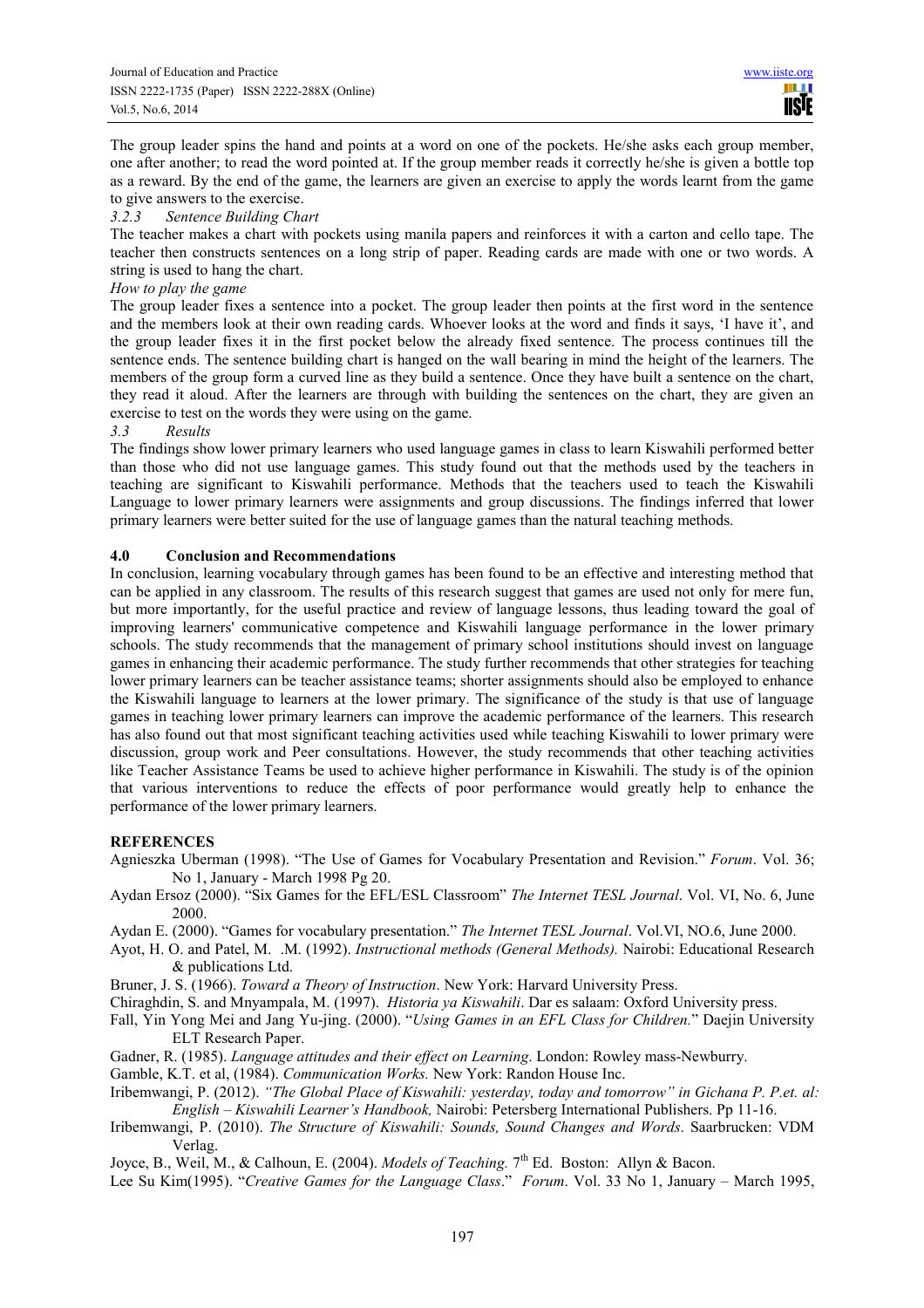The group leader spins the hand and points at a word on one of the pockets. He/she asks each group member, one after another; to read the word pointed at. If the group member reads it correctly he/she is given a bottle top as a reward. By the end of the game, the learners are given an exercise to apply the words learnt from the game to give answers to the exercise.

#### *3.2.3 Sentence Building Chart*

The teacher makes a chart with pockets using manila papers and reinforces it with a carton and cello tape. The teacher then constructs sentences on a long strip of paper. Reading cards are made with one or two words. A string is used to hang the chart.

*How to play the game*

The group leader fixes a sentence into a pocket. The group leader then points at the first word in the sentence and the members look at their own reading cards. Whoever looks at the word and finds it says, 'I have it', and the group leader fixes it in the first pocket below the already fixed sentence. The process continues till the sentence ends. The sentence building chart is hanged on the wall bearing in mind the height of the learners. The members of the group form a curved line as they build a sentence. Once they have built a sentence on the chart, they read it aloud. After the learners are through with building the sentences on the chart, they are given an exercise to test on the words they were using on the game.

### *3.3 Results*

The findings show lower primary learners who used language games in class to learn Kiswahili performed better than those who did not use language games. This study found out that the methods used by the teachers in teaching are significant to Kiswahili performance. Methods that the teachers used to teach the Kiswahili Language to lower primary learners were assignments and group discussions. The findings inferred that lower primary learners were better suited for the use of language games than the natural teaching methods.

## 4.0 Conclusion and Recommendations

In conclusion, learning vocabulary through games has been found to be an effective and interesting method that can be applied in any classroom. The results of this research suggest that games are used not only for mere fun, but more importantly, for the useful practice and review of language lessons, thus leading toward the goal of improving learners' communicative competence and Kiswahili language performance in the lower primary schools. The study recommends that the management of primary school institutions should invest on language games in enhancing their academic performance. The study further recommends that other strategies for teaching lower primary learners can be teacher assistance teams; shorter assignments should also be employed to enhance the Kiswahili language to learners at the lower primary. The significance of the study is that use of language games in teaching lower primary learners can improve the academic performance of the learners. This research has also found out that most significant teaching activities used while teaching Kiswahili to lower primary were discussion, group work and Peer consultations. However, the study recommends that other teaching activities like Teacher Assistance Teams be used to achieve higher performance in Kiswahili. The study is of the opinion that various interventions to reduce the effects of poor performance would greatly help to enhance the performance of the lower primary learners.

## REFERENCES

Agnieszka Uberman (1998). "The Use of Games for Vocabulary Presentation and Revision." *Forum*. Vol. 36; No 1, January - March 1998 Pg 20.

Aydan Ersoz (2000). "Six Games for the EFL/ESL Classroom" *The Internet TESL Journal*. Vol. VI, No. 6, June 2000.

Aydan E. (2000). "Games for vocabulary presentation." *The Internet TESL Journal*. Vol.VI, NO.6, June 2000.

Ayot, H. O. and Patel, M. .M. (1992). *Instructional methods (General Methods).* Nairobi: Educational Research & publications Ltd.

Bruner, J. S. (1966). *Toward a Theory of Instruction*. New York: Harvard University Press.

Chiraghdin, S. and Mnyampala, M. (1997). *Historia ya Kiswahili*. Dar es salaam: Oxford University press.

Fall, Yin Yong Mei and Jang Yu-jing. (2000). "*Using Games in an EFL Class for Children.*" Daejin University ELT Research Paper.

Gadner, R. (1985). *Language attitudes and their effect on Learning*. London: Rowley mass-Newburry.

Gamble, K.T. et al, (1984). *Communication Works.* New York: Randon House Inc.

Iribemwangi, P. (2012). *"The Global Place of Kiswahili: yesterday, today and tomorrow" in Gichana P. P.et. al: English – Kiswahili Learner's Handbook,* Nairobi: Petersberg International Publishers. Pp 11-16.

Iribemwangi, P. (2010). *The Structure of Kiswahili: Sounds, Sound Changes and Words*. Saarbrucken: VDM Verlag.

Joyce, B., Weil, M., & Calhoun, E. (2004). *Models of Teaching.* 7th Ed. Boston: Allyn & Bacon.

Lee Su Kim(1995). "*Creative Games for the Language Class*." *Forum*. Vol. 33 No 1, January – March 1995,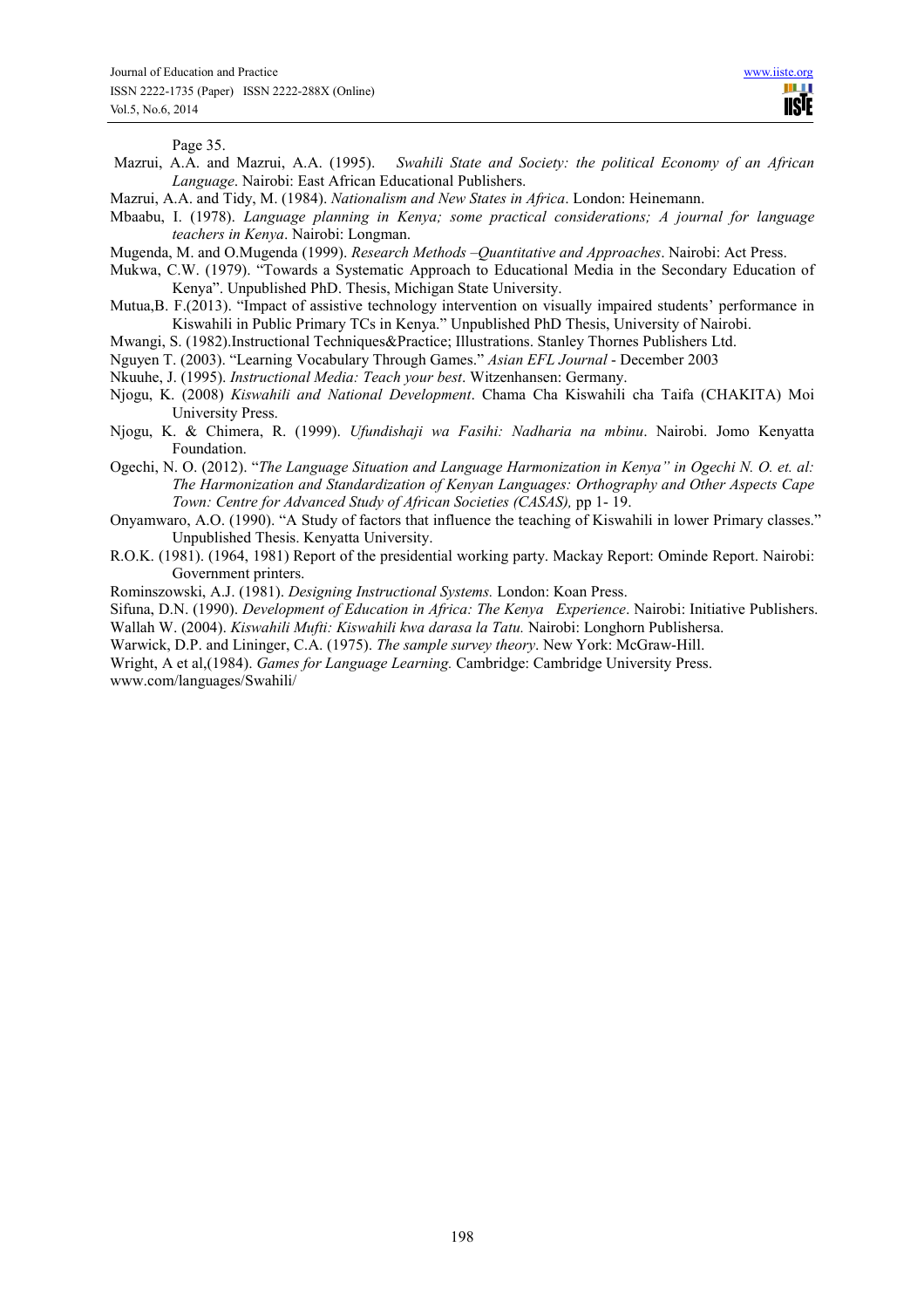Page 35.

Mazrui, A.A. and Mazrui, A.A. (1995). *Swahili State and Society: the political Economy of an African Language*. Nairobi: East African Educational Publishers.

Mazrui, A.A. and Tidy, M. (1984). *Nationalism and New States in Africa*. London: Heinemann.

Mbaabu, I. (1978). *Language planning in Kenya; some practical considerations; A journal for language teachers in Kenya*. Nairobi: Longman.

Mugenda, M. and O.Mugenda (1999). *Research Methods –Quantitative and Approaches*. Nairobi: Act Press.

Mukwa, C.W. (1979). "Towards a Systematic Approach to Educational Media in the Secondary Education of Kenya". Unpublished PhD. Thesis, Michigan State University.

Mutua,B. F.(2013). "Impact of assistive technology intervention on visually impaired students' performance in Kiswahili in Public Primary TCs in Kenya." Unpublished PhD Thesis, University of Nairobi.

Mwangi, S. (1982).Instructional Techniques&Practice; Illustrations. Stanley Thornes Publishers Ltd.

Nguyen T. (2003). "Learning Vocabulary Through Games." *Asian EFL Journal* - December 2003

Nkuuhe, J. (1995). *Instructional Media: Teach your best*. Witzenhansen: Germany.

Njogu, K. (2008) *Kiswahili and National Development*. Chama Cha Kiswahili cha Taifa (CHAKITA) Moi University Press.

Njogu, K. & Chimera, R. (1999). *Ufundishaji wa Fasihi: Nadharia na mbinu*. Nairobi. Jomo Kenyatta Foundation.

Ogechi, N. O. (2012). "*The Language Situation and Language Harmonization in Kenya" in Ogechi N. O. et. al: The Harmonization and Standardization of Kenyan Languages: Orthography and Other Aspects Cape Town: Centre for Advanced Study of African Societies (CASAS),* pp 1- 19.

Onyamwaro, A.O. (1990). "A Study of factors that influence the teaching of Kiswahili in lower Primary classes." Unpublished Thesis. Kenyatta University.

R.O.K. (1981). (1964, 1981) Report of the presidential working party. Mackay Report: Ominde Report. Nairobi: Government printers.

Rominszowski, A.J. (1981). *Designing Instructional Systems.* London: Koan Press.

Sifuna, D.N. (1990). *Development of Education in Africa: The Kenya Experience*. Nairobi: Initiative Publishers.

Wallah W. (2004). *Kiswahili Mufti: Kiswahili kwa darasa la Tatu.* Nairobi: Longhorn Publishersa.

Warwick, D.P. and Lininger, C.A. (1975). *The sample survey theory*. New York: McGraw-Hill.

Wright, A et al,(1984). *Games for Language Learning.* Cambridge: Cambridge University Press.

www.com/languages/Swahili/